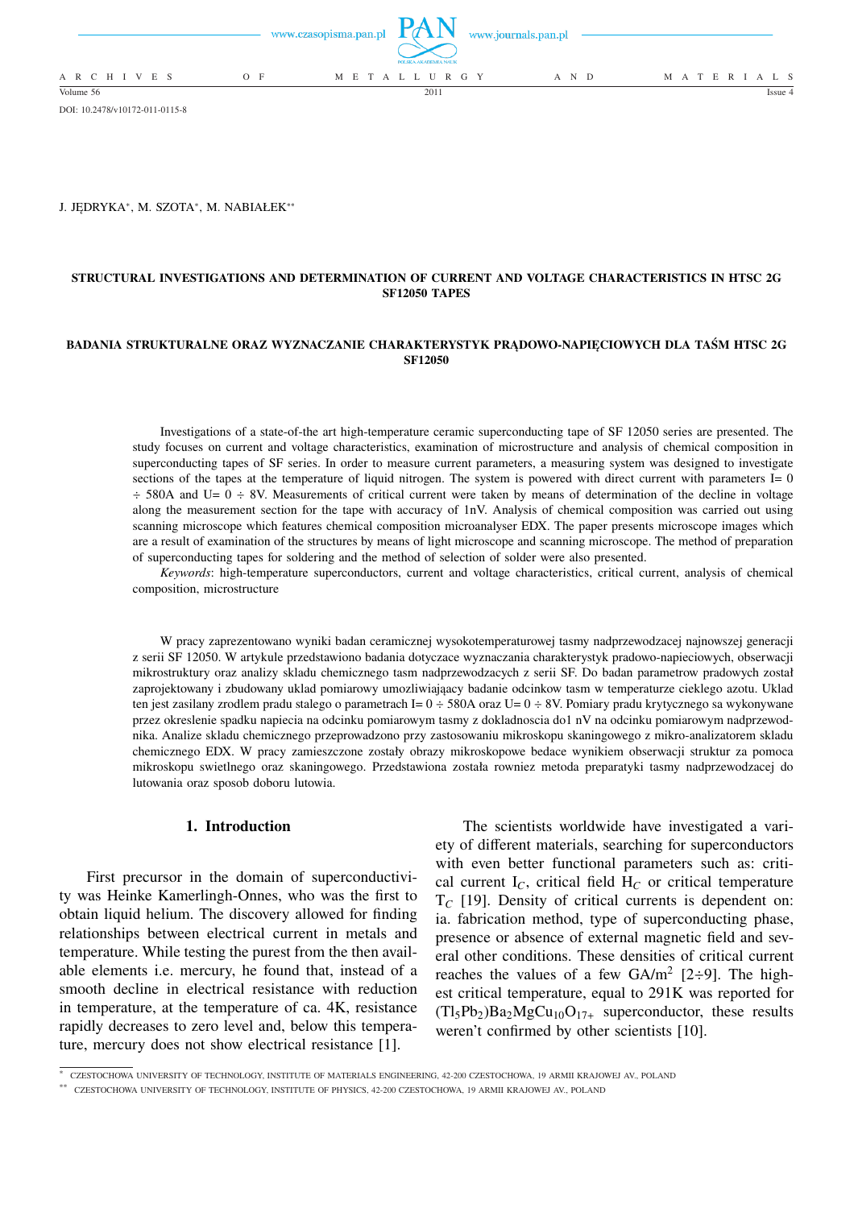DOI: 10.2478/v10172-011-0115-8

J. JĘDRYKA[∗], M. SZOTA[∗], M. NABIAŁEK[∗∗]

# STRUCTURAL INVESTIGATIONS AND DETERMINATION OF CURRENT AND VOLTAGE CHARACTERISTICS IN HTSC 2G SF12050 TAPES

# BADANIA STRUKTURALNE ORAZ WYZNACZANIE CHARAKTERYSTYK PRĄDOWO-NAPIĘCIOWYCH DLA TAŚM HTSC 2G SF12050

Investigations of a state-of-the art high-temperature ceramic superconducting tape of SF 12050 series are presented. The study focuses on current and voltage characteristics, examination of microstructure and analysis of chemical composition in superconducting tapes of SF series. In order to measure current parameters, a measuring system was designed to investigate sections of the tapes at the temperature of liquid nitrogen. The system is powered with direct current with parameters I= 0 ÷ 580A and U= 0 ÷ 8V. Measurements of critical current were taken by means of determination of the decline in voltage along the measurement section for the tape with accuracy of 1nV. Analysis of chemical composition was carried out using scanning microscope which features chemical composition microanalyser EDX. The paper presents microscope images which are a result of examination of the structures by means of light microscope and scanning microscope. The method of preparation of superconducting tapes for soldering and the method of selection of solder were also presented.

*Keywords*: high-temperature superconductors, current and voltage characteristics, critical current, analysis of chemical composition, microstructure

W pracy zaprezentowano wyniki badan ceramicznej wysokotemperaturowej tasmy nadprzewodzacej najnowszej generacji z serii SF 12050. W artykule przedstawiono badania dotyczace wyznaczania charakterystyk pradowo-napieciowych, obserwacji mikrostruktury oraz analizy skladu chemicznego tasm nadprzewodzacych z serii SF. Do badan parametrow pradowych został zaprojektowany i zbudowany uklad pomiarowy umozliwiający badanie odcinkow tasm w temperaturze cieklego azotu. Uklad ten jest zasilany zrodlem pradu stalego o parametrach I= 0 ÷ 580A oraz U= 0 ÷ 8V. Pomiary pradu krytycznego sa wykonywane przez okreslenie spadku napiecia na odcinku pomiarowym tasmy z dokladnoscia do1 nV na odcinku pomiarowym nadprzewodnika. Analize skladu chemicznego przeprowadzono przy zastosowaniu mikroskopu skaningowego z mikro-analizatorem skladu chemicznego EDX. W pracy zamieszczone zostały obrazy mikroskopowe bedace wynikiem obserwacji struktur za pomoca mikroskopu swietlnego oraz skaningowego. Przedstawiona została rowniez metoda preparatyki tasmy nadprzewodzacej do lutowania oraz sposob doboru lutowia.

## 1. Introduction

First precursor in the domain of superconductivity was Heinke Kamerlingh-Onnes, who was the first to obtain liquid helium. The discovery allowed for finding relationships between electrical current in metals and temperature. While testing the purest from the then available elements i.e. mercury, he found that, instead of a smooth decline in electrical resistance with reduction in temperature, at the temperature of ca. 4K, resistance rapidly decreases to zero level and, below this temperature, mercury does not show electrical resistance [1].

The scientists worldwide have investigated a variety of different materials, searching for superconductors with even better functional parameters such as: critical current $I_C$, critical field $H_C$ or critical temperature $T_C$ [19]. Density of critical currents is dependent on: ia. fabrication method, type of superconducting phase, presence or absence of external magnetic field and several other conditions. These densities of critical current reaches the values of a few GA/m$^2$ [2÷9]. The highest critical temperature, equal to 291K was reported for $(Tl_5Pb_2)Ba_2MgCu_{10}O_{17+}$ superconductor, these results weren't confirmed by other scientists [10].

[∗] CZESTOCHOWA UNIVERSITY OF TECHNOLOGY, INSTITUTE OF MATERIALS ENGINEERING, 42-200 CZESTOCHOWA, 19 ARMII KRAJOWEJ AV., POLAND

[∗∗] CZESTOCHOWA UNIVERSITY OF TECHNOLOGY, INSTITUTE OF PHYSICS, 42-200 CZESTOCHOWA, 19 ARMII KRAJOWEJ AV., POLAND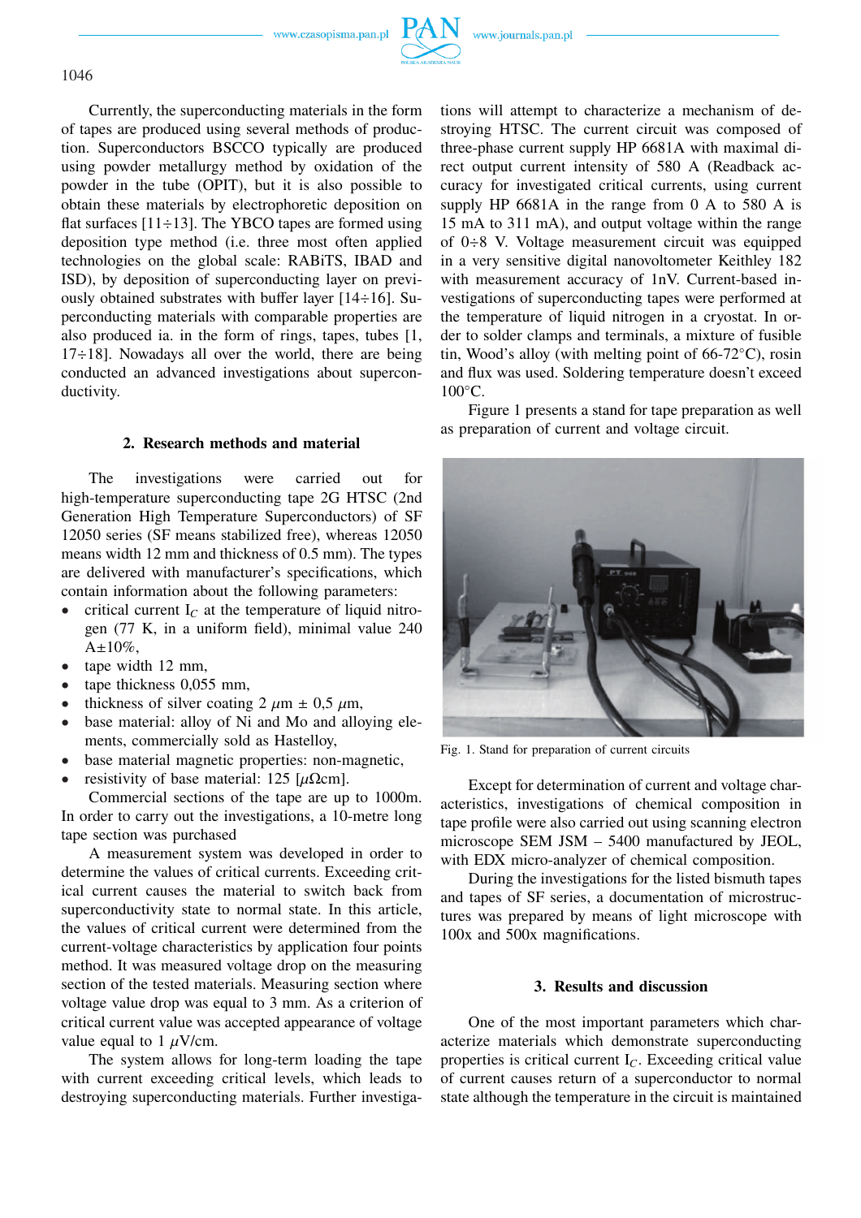Currently, the superconducting materials in the form of tapes are produced using several methods of production. Superconductors BSCCO typically are produced using powder metallurgy method by oxidation of the powder in the tube (OPIT), but it is also possible to obtain these materials by electrophoretic deposition on flat surfaces [11÷13]. The YBCO tapes are formed using deposition type method (i.e. three most often applied technologies on the global scale: RABiTS, IBAD and ISD), by deposition of superconducting layer on previously obtained substrates with buffer layer [14÷16]. Superconducting materials with comparable properties are also produced ia. in the form of rings, tapes, tubes [1, 17÷18]. Nowadays all over the world, there are being conducted an advanced investigations about superconductivity.

## 2. Research methods and material

The investigations were carried out for high-temperature superconducting tape 2G HTSC (2nd Generation High Temperature Superconductors) of SF 12050 series (SF means stabilized free), whereas 12050 means width 12 mm and thickness of 0.5 mm). The types are delivered with manufacturer's specifications, which contain information about the following parameters:

- critical current $I_C$ at the temperature of liquid nitrogen (77 K, in a uniform field), minimal value 240 A±10%,
- tape width 12 mm,
- tape thickness 0,055 mm,
- thickness of silver coating 2 $\mu$m ± 0,5 $\mu$m,
- base material: alloy of Ni and Mo and alloying elements, commercially sold as Hastelloy,
- base material magnetic properties: non-magnetic,
- resistivity of base material: 125 [$\mu\Omega$cm].

Commercial sections of the tape are up to 1000m. In order to carry out the investigations, a 10-metre long tape section was purchased

A measurement system was developed in order to determine the values of critical currents. Exceeding critical current causes the material to switch back from superconductivity state to normal state. In this article, the values of critical current were determined from the current-voltage characteristics by application four points method. It was measured voltage drop on the measuring section of the tested materials. Measuring section where voltage value drop was equal to 3 mm. As a criterion of critical current value was accepted appearance of voltage value equal to 1 $\mu$V/cm.

The system allows for long-term loading the tape with current exceeding critical levels, which leads to destroying superconducting materials. Further investigations will attempt to characterize a mechanism of destroying HTSC. The current circuit was composed of three-phase current supply HP 6681A with maximal direct output current intensity of 580 A (Readback accuracy for investigated critical currents, using current supply HP 6681A in the range from 0 A to 580 A is 15 mA to 311 mA), and output voltage within the range of 0÷8 V. Voltage measurement circuit was equipped in a very sensitive digital nanovoltometer Keithley 182 with measurement accuracy of 1nV. Current-based investigations of superconducting tapes were performed at the temperature of liquid nitrogen in a cryostat. In order to solder clamps and terminals, a mixture of fusible tin, Wood's alloy (with melting point of 66-72°C), rosin and flux was used. Soldering temperature doesn't exceed 100°C.

Figure 1 presents a stand for tape preparation as well as preparation of current and voltage circuit.

Fig. 1. Stand for preparation of current circuits

Except for determination of current and voltage characteristics, investigations of chemical composition in tape profile were also carried out using scanning electron microscope SEM JSM – 5400 manufactured by JEOL, with EDX micro-analyzer of chemical composition.

During the investigations for the listed bismuth tapes and tapes of SF series, a documentation of microstructures was prepared by means of light microscope with 100x and 500x magnifications.

## 3. Results and discussion

One of the most important parameters which characterize materials which demonstrate superconducting properties is critical current $I_C$. Exceeding critical value of current causes return of a superconductor to normal state although the temperature in the circuit is maintained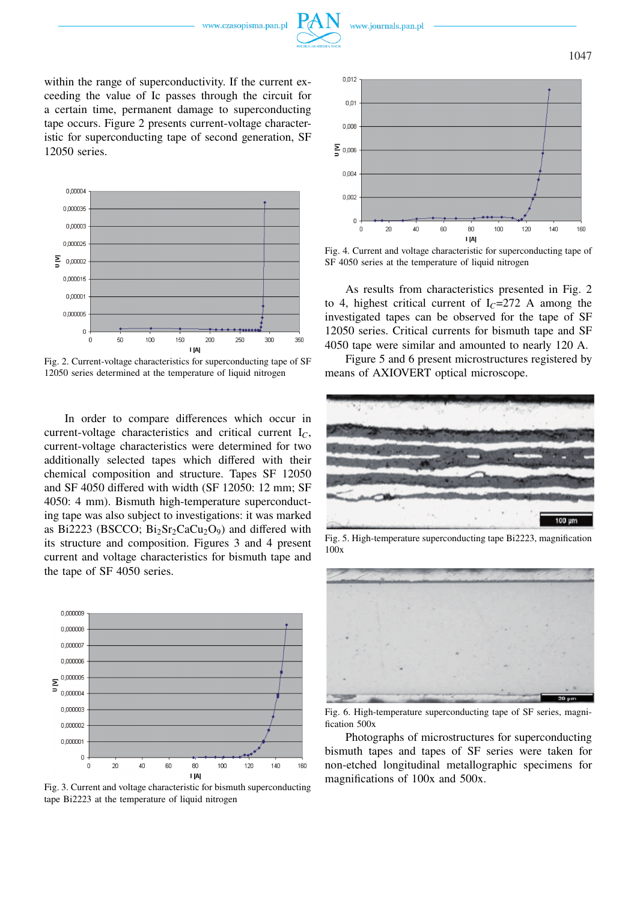within the range of superconductivity. If the current exceeding the value of Ic passes through the circuit for a certain time, permanent damage to superconducting tape occurs. Figure 2 presents current-voltage characteristic for superconducting tape of second generation, SF 12050 series.

Fig. 2. Current-voltage characteristics for superconducting tape of SF 12050 series determined at the temperature of liquid nitrogen

In order to compare differences which occur in current-voltage characteristics and critical current $I_C$, current-voltage characteristics were determined for two additionally selected tapes which differed with their chemical composition and structure. Tapes SF 12050 and SF 4050 differed with width (SF 12050: 12 mm; SF 4050: 4 mm). Bismuth high-temperature superconducting tape was also subject to investigations: it was marked as Bi2223 (BSCCO; $Bi_2Sr_2CaCu_2O_9$) and differed with its structure and composition. Figures 3 and 4 present current and voltage characteristics for bismuth tape and the tape of SF 4050 series.

Fig. 3. Current and voltage characteristic for bismuth superconducting tape Bi2223 at the temperature of liquid nitrogen

Fig. 4. Current and voltage characteristic for superconducting tape of SF 4050 series at the temperature of liquid nitrogen

As results from characteristics presented in Fig. 2 to 4, highest critical current of $I_C$=272 A among the investigated tapes can be observed for the tape of SF 12050 series. Critical currents for bismuth tape and SF 4050 tape were similar and amounted to nearly 120 A.

Figure 5 and 6 present microstructures registered by means of AXIOVERT optical microscope.

Fig. 5. High-temperature superconducting tape Bi2223, magnification 100x

Fig. 6. High-temperature superconducting tape of SF series, magnification 500x

Photographs of microstructures for superconducting bismuth tapes and tapes of SF series were taken for non-etched longitudinal metallographic specimens for magnifications of 100x and 500x.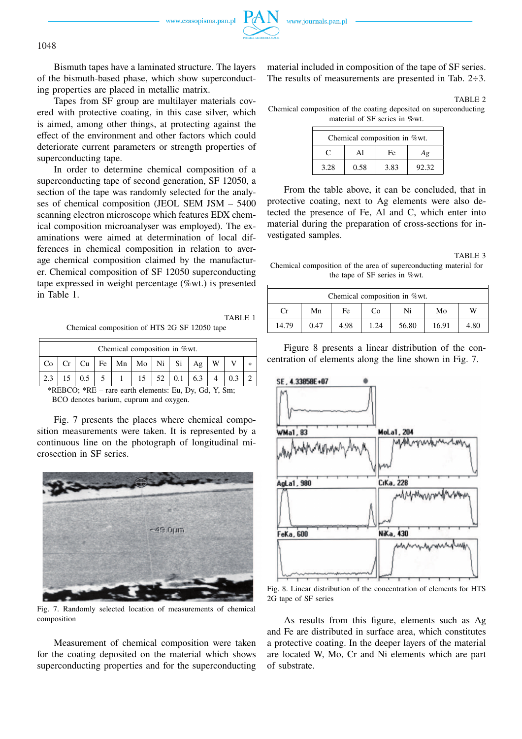Bismuth tapes have a laminated structure. The layers of the bismuth-based phase, which show superconducting properties are placed in metallic matrix.

Tapes from SF group are multilayer materials covered with protective coating, in this case silver, which is aimed, among other things, at protecting against the effect of the environment and other factors which could deteriorate current parameters or strength properties of superconducting tape.

In order to determine chemical composition of a superconducting tape of second generation, SF 12050, a section of the tape was randomly selected for the analyses of chemical composition (JEOL SEM JSM – 5400 scanning electron microscope which features EDX chemical composition microanalyser was employed). The examinations were aimed at determination of local differences in chemical composition in relation to average chemical composition claimed by the manufacturer. Chemical composition of SF 12050 superconducting tape expressed in weight percentage (%wt.) is presented in Table 1.

TABLE 1

Chemical composition of HTS 2G SF 12050 tape

| Chemical composition in %wt. | | | | | | | | | | | |
|---|---|---|---|---|---|---|---|---|---|---|---|
| Co | Cr | Cu | Fe | Mn | Mo | Ni | Si | Ag | W | V | * |
| 2.3 | 15 | 0.5 | 5 | 1 | 15 | 52 | 0.1 | 6.3 | 4 | 0.3 | 2 |

*REBCO; *RE – rare earth elements: Eu, Dy, Gd, Y, Sm; BCO denotes barium, cuprum and oxygen.

Fig. 7 presents the places where chemical composition measurements were taken. It is represented by a continuous line on the photograph of longitudinal microsection in SF series.

Fig. 7. Randomly selected location of measurements of chemical composition

Measurement of chemical composition were taken for the coating deposited on the material which shows superconducting properties and for the superconducting material included in composition of the tape of SF series. The results of measurements are presented in Tab. 2÷3.

TABLE 2

Chemical composition of the coating deposited on superconducting material of SF series in %wt.

| Chemical composition in %wt. | | | |
|---|---|---|---|
| C | Al | Fe | *Ag* |
| 3.28 | 0.58 | 3.83 | 92.32 |

From the table above, it can be concluded, that in protective coating, next to Ag elements were also detected the presence of Fe, Al and C, which enter into material during the preparation of cross-sections for investigated samples.

TABLE 3

Chemical composition of the area of superconducting material for the tape of SF series in %wt.

| Chemical composition in %wt. | | | | | | |
|---|---|---|---|---|---|---|
| Cr | Mn | Fe | Co | Ni | Mo | W |
| 14.79 | 0.47 | 4.98 | 1.24 | 56.80 | 16.91 | 4.80 |

Figure 8 presents a linear distribution of the concentration of elements along the line shown in Fig. 7.

Fig. 8. Linear distribution of the concentration of elements for HTS 2G tape of SF series

As results from this figure, elements such as Ag and Fe are distributed in surface area, which constitutes a protective coating. In the deeper layers of the material are located W, Mo, Cr and Ni elements which are part of substrate.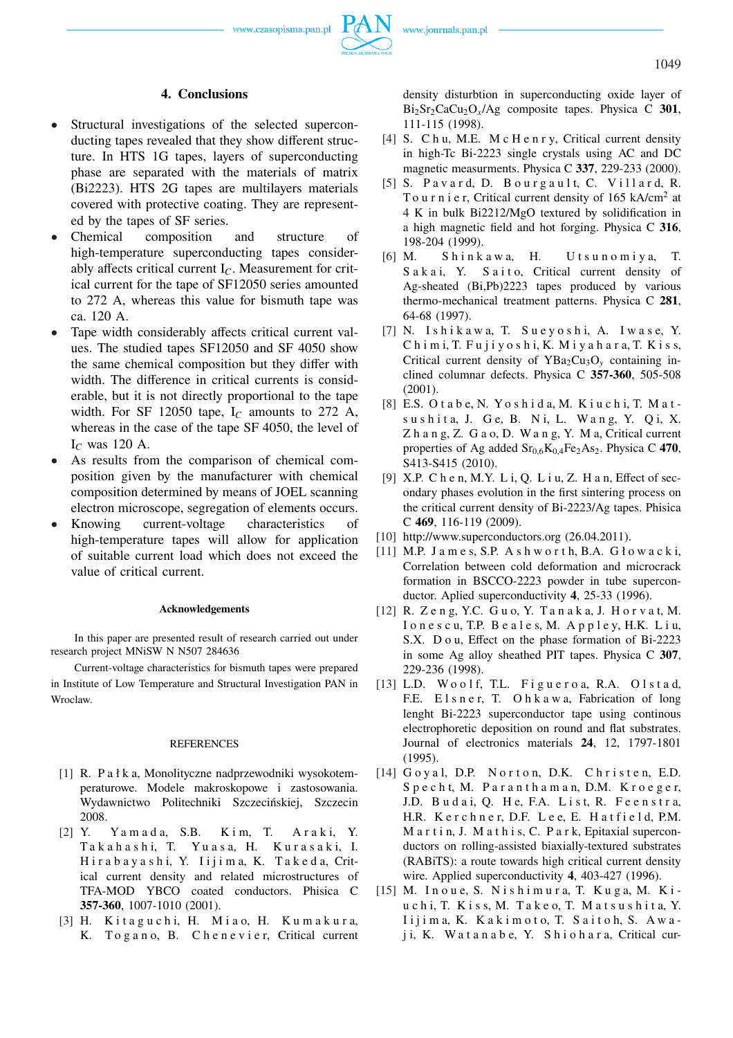## 4. Conclusions

- Structural investigations of the selected superconducting tapes revealed that they show different structure. In HTS 1G tapes, layers of superconducting phase are separated with the materials of matrix (Bi2223). HTS 2G tapes are multilayers materials covered with protective coating. They are represented by the tapes of SF series.
- Chemical composition and structure of high-temperature superconducting tapes considerably affects critical current $I_C$. Measurement for critical current for the tape of SF12050 series amounted to 272 A, whereas this value for bismuth tape was ca. 120 A.
- Tape width considerably affects critical current values. The studied tapes SF12050 and SF 4050 show the same chemical composition but they differ with width. The difference in critical currents is considerable, but it is not directly proportional to the tape width. For SF 12050 tape, $I_C$ amounts to 272 A, whereas in the case of the tape SF 4050, the level of $I_C$ was 120 A.
- As results from the comparison of chemical composition given by the manufacturer with chemical composition determined by means of JOEL scanning electron microscope, segregation of elements occurs.
- Knowing current-voltage characteristics of high-temperature tapes will allow for application of suitable current load which does not exceed the value of critical current.

### Acknowledgements

In this paper are presented result of research carried out under research project MNiSW N N507 284636

Current-voltage characteristics for bismuth tapes were prepared in Institute of Low Temperature and Structural Investigation PAN in Wroclaw.

### REFERENCES

[1] R. Pałka, Monolityczne nadprzewodniki wysokotemperaturowe. Modele makroskopowe i zastosowania. Wydawnictwo Politechniki Szczecińskiej, Szczecin 2008.

[2] Y. Yamada, S.B. Kim, T. Araki, Y. Takahashi, T. Yuasa, H. Kurasaki, I. Hirabayashi, Y. Iijima, K. Takeda, Critical current density and related microstructures of TFA-MOD YBCO coated conductors. Phisica C **357-360**, 1007-1010 (2001).

[3] H. Kitaguchi, H. Miao, H. Kumakura, K. Togano, B. Chenevier, Critical current density disturbtion in superconducting oxide layer of $Bi_2Sr_2CaCu_2O_x$/Ag composite tapes. Physica C **301**, 111-115 (1998).

[4] S. Chu, M.E. McHenry, Critical current density in high-Tc Bi-2223 single crystals using AC and DC magnetic measurments. Physica C **337**, 229-233 (2000).

[5] S. Pavard, D. Bourgault, C. Villard, R. Tournier, Critical current density of 165 kA/cm$^2$ at 4 K in bulk Bi2212/MgO textured by solidification in a high magnetic field and hot forging. Physica C **316**, 198-204 (1999).

[6] M. Shinkawa, H. Utsunomiya, T. Sakai, Y. Saito, Critical current density of Ag-sheated (Bi,Pb)2223 tapes produced by various thermo-mechanical treatment patterns. Physica C **281**, 64-68 (1997).

[7] N. Ishikawa, T. Sueyoshi, A. Iwase, Y. Chimi, T. Fujiyoshi, K. Miyahara, T. Kiss, Critical current density of $YBa_2Cu_3O_y$ containing inclined columnar defects. Physica C **357-360**, 505-508 (2001).

[8] E.S. Otabe, N. Yoshida, M. Kiuchi, T. Matsushita, J. Ge, B. Ni, L. Wang, Y. Qi, X. Zhang, Z. Gao, D. Wang, Y. Ma, Critical current properties of Ag added $Sr_{0,6}K_{0,4}Fe_2As_2$. Physica C **470**, S413-S415 (2010).

[9] X.P. Chen, M.Y. Li, Q. Liu, Z. Han, Effect of secondary phases evolution in the first sintering process on the critical current density of Bi-2223/Ag tapes. Phisica C **469**, 116-119 (2009).

[10] http://www.superconductors.org (26.04.2011).

[11] M.P. James, S.P. Ashworth, B.A. Głowacki, Correlation between cold deformation and microcrack formation in BSCCO-2223 powder in tube superconductor. Aplied superconductivity **4**, 25-33 (1996).

[12] R. Zeng, Y.C. Guo, Y. Tanaka, J. Horvat, M. Ionescu, T.P. Beales, M. Appley, H.K. Liu, S.X. Dou, Effect on the phase formation of Bi-2223 in some Ag alloy sheathed PIT tapes. Physica C **307**, 229-236 (1998).

[13] L.D. Woolf, T.L. Figueroa, R.A. Olstad, F.E. Elsner, T. Ohkawa, Fabrication of long lenght Bi-2223 superconductor tape using continous electrophoretic deposition on round and flat substrates. Journal of electronics materials **24**, 12, 1797-1801 (1995).

[14] Goyal, D.P. Norton, D.K. Christen, E.D. Specht, M. Paranthaman, D.M. Kroeger, J.D. Budai, Q. He, F.A. List, R. Feenstra, H.R. Kerchner, D.F. Lee, E. Hatfield, P.M. Martin, J. Mathis, C. Park, Epitaxial superconductors on rolling-assisted biaxially-textured substrates (RABiTS): a route towards high critical current density wire. Applied superconductivity **4**, 403-427 (1996).

[15] M. Inoue, S. Nishimura, T. Kuga, M. Kiuchi, T. Kiss, M. Takeo, T. Matsushita, Y. Iijima, K. Kakimoto, T. Saitoh, S. Awaji, K. Watanabe, Y. Shiohara, Critical cur-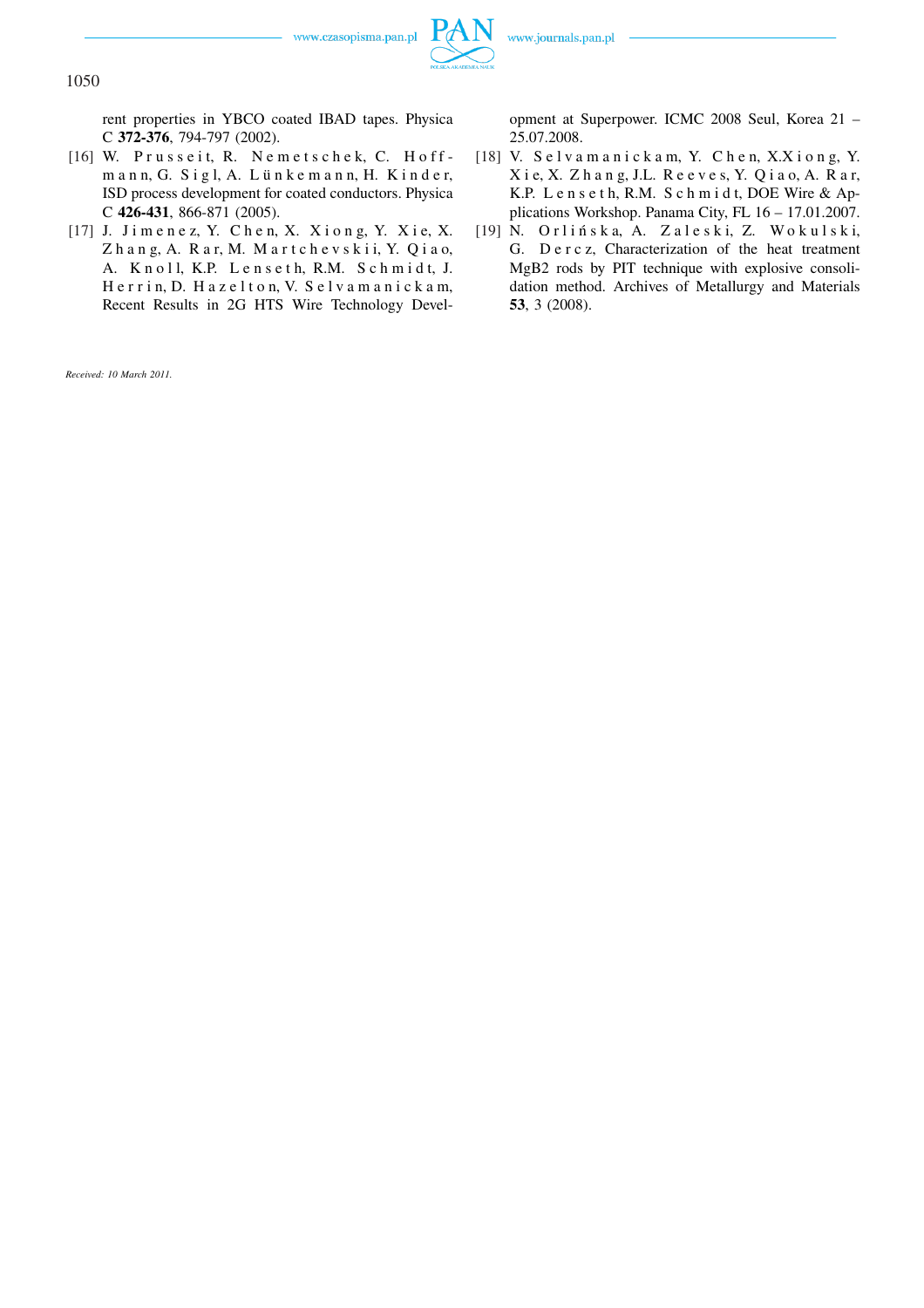rent properties in YBCO coated IBAD tapes. Physica C **372-376**, 794-797 (2002).

[16] W. Prusseit, R. Nemetschek, C. Hoffmann, G. Sigl, A. Lünkemann, H. Kinder, ISD process development for coated conductors. Physica C **426-431**, 866-871 (2005).

[17] J. Jimenez, Y. Chen, X. Xiong, Y. Xie, X. Zhang, A. Rar, M. Martchevskii, Y. Qiao, A. Knoll, K.P. Lenseth, R.M. Schmidt, J. Herrin, D. Hazelton, V. Selvamanickam, Recent Results in 2G HTS Wire Technology Development at Superpower. ICMC 2008 Seul, Korea 21 – 25.07.2008.

[18] V. Selvamanickam, Y. Chen, X.Xiong, Y. Xie, X. Zhang, J.L. Reeves, Y. Qiao, A. Rar, K.P. Lenseth, R.M. Schmidt, DOE Wire & Applications Workshop. Panama City, FL 16 – 17.01.2007.

[19] N. Orlińska, A. Zaleski, Z. Wokulski, G. Dercz, Characterization of the heat treatment MgB2 rods by PIT technique with explosive consolidation method. Archives of Metallurgy and Materials **53**, 3 (2008).

*Received: 10 March 2011.*